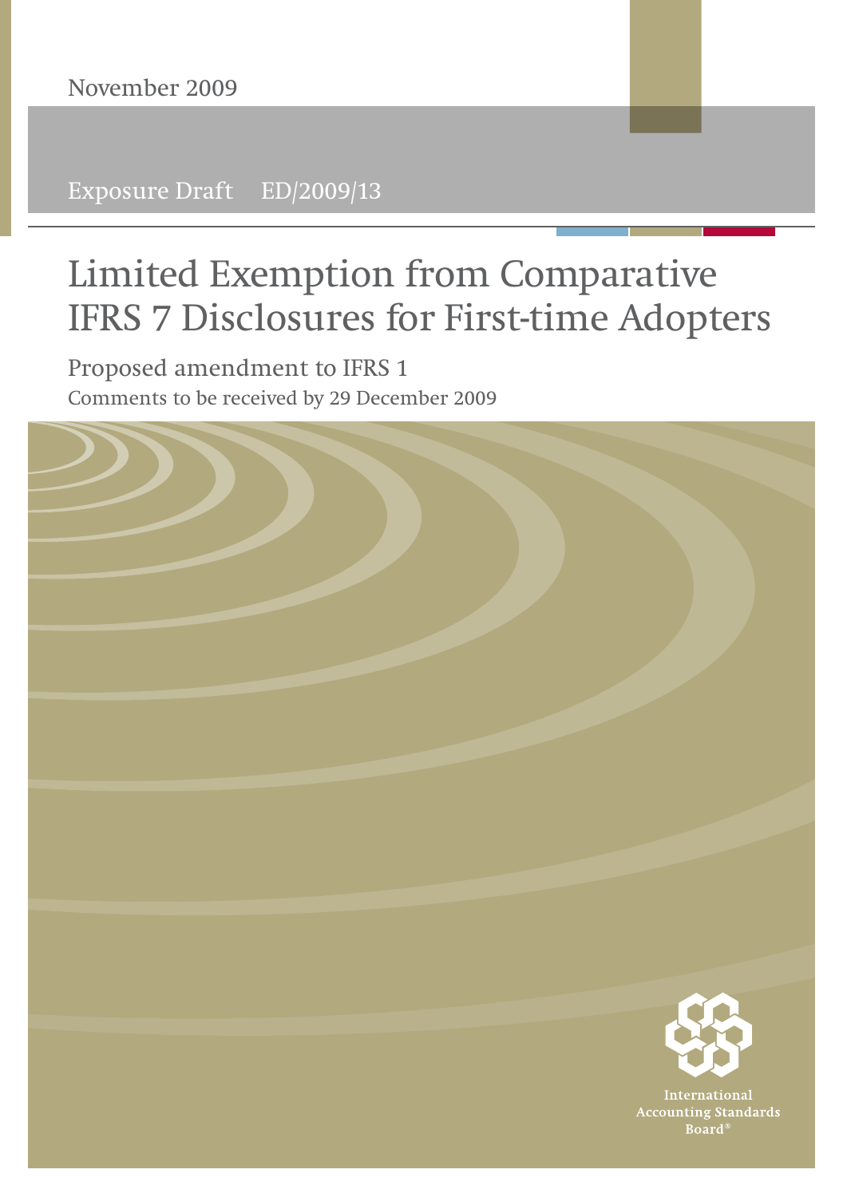November 2009

Exposure Draft ED/2009/13

# Limited Exemption from Comparative IFRS 7 Disclosures for First-time Adopters

## Proposed amendment to IFRS 1

Comments to be received by 29 December 2009

International Accounting Standards Board®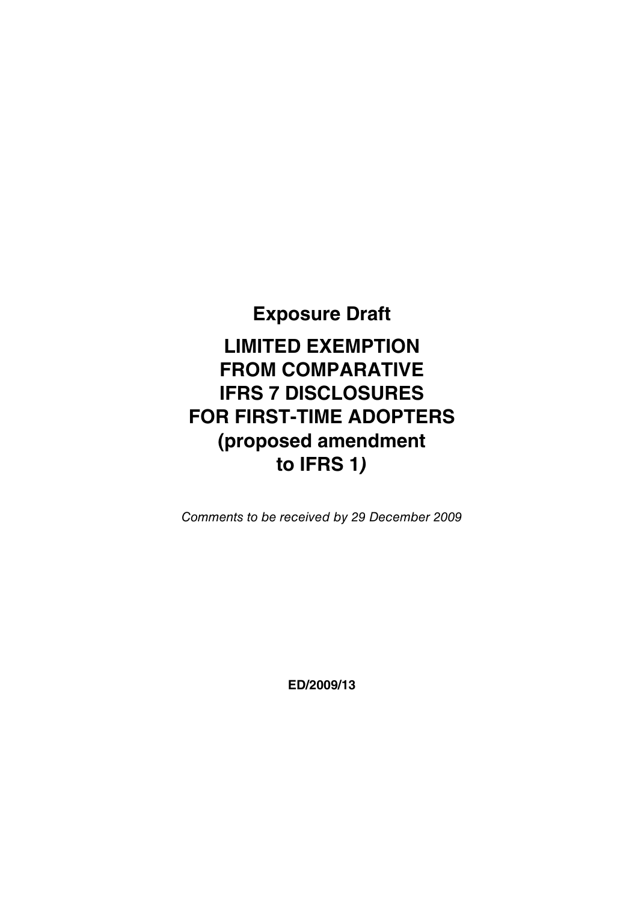# Exposure Draft

# LIMITED EXEMPTION FROM COMPARATIVE IFRS 7 DISCLOSURES FOR FIRST-TIME ADOPTERS (proposed amendment to IFRS 1)

*Comments to be received by 29 December 2009*

**ED/2009/13**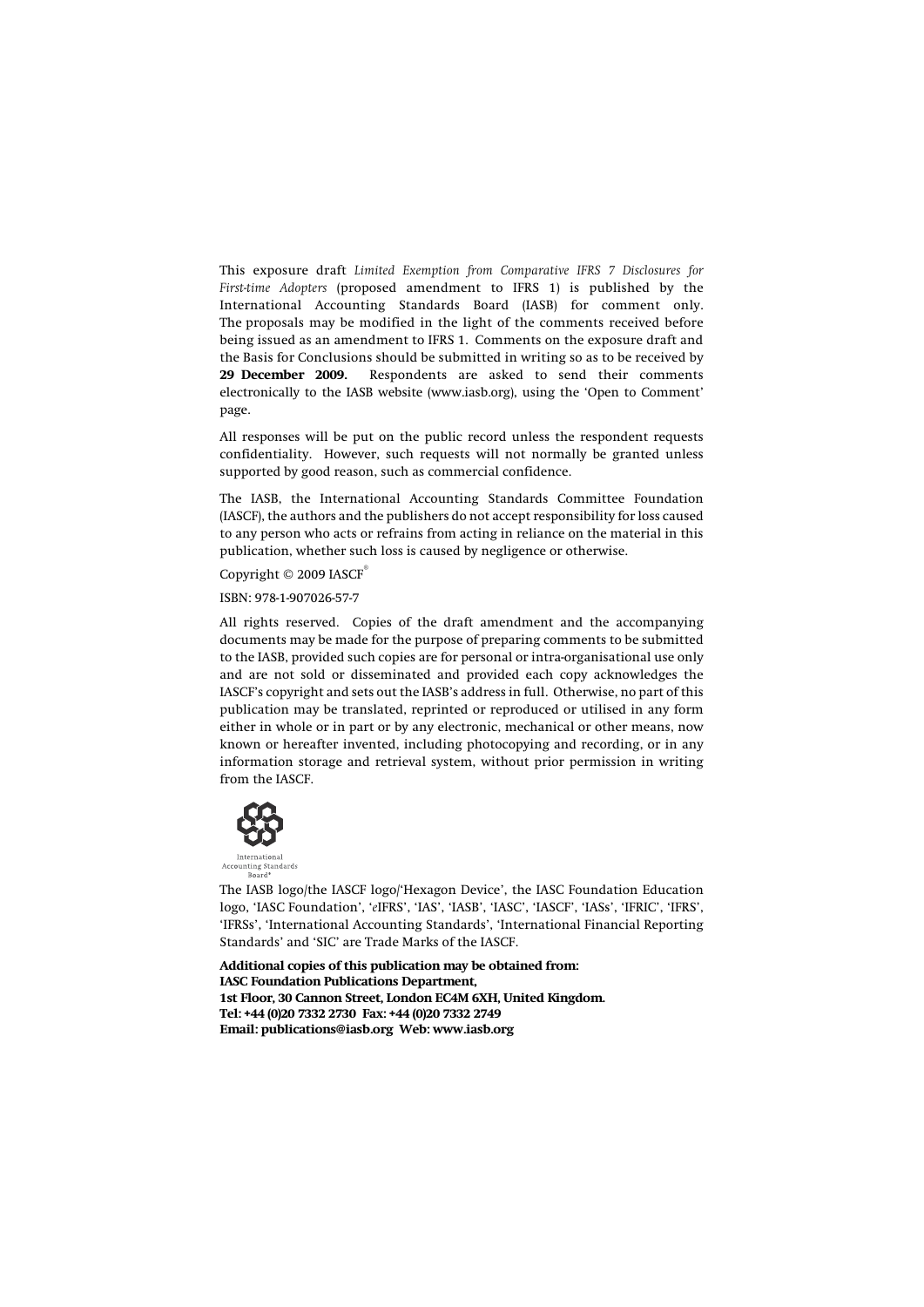This exposure draft *Limited Exemption from Comparative IFRS 7 Disclosures for First-time Adopters* (proposed amendment to IFRS 1) is published by the International Accounting Standards Board (IASB) for comment only. The proposals may be modified in the light of the comments received before being issued as an amendment to IFRS 1. Comments on the exposure draft and the Basis for Conclusions should be submitted in writing so as to be received by **29 December 2009.** Respondents are asked to send their comments electronically to the IASB website (www.iasb.org), using the 'Open to Comment' page.

All responses will be put on the public record unless the respondent requests confidentiality. However, such requests will not normally be granted unless supported by good reason, such as commercial confidence.

The IASB, the International Accounting Standards Committee Foundation (IASCF), the authors and the publishers do not accept responsibility for loss caused to any person who acts or refrains from acting in reliance on the material in this publication, whether such loss is caused by negligence or otherwise.

Copyright © 2009 IASCF®

ISBN: 978-1-907026-57-7

All rights reserved. Copies of the draft amendment and the accompanying documents may be made for the purpose of preparing comments to be submitted to the IASB, provided such copies are for personal or intra-organisational use only and are not sold or disseminated and provided each copy acknowledges the IASCF's copyright and sets out the IASB's address in full. Otherwise, no part of this publication may be translated, reprinted or reproduced or utilised in any form either in whole or in part or by any electronic, mechanical or other means, now known or hereafter invented, including photocopying and recording, or in any information storage and retrieval system, without prior permission in writing from the IASCF.

International Accounting Standards Board®

The IASB logo/the IASCF logo/'Hexagon Device', the IASC Foundation Education logo, 'IASC Foundation', '*e*IFRS', 'IAS', 'IASB', 'IASC', 'IASCF', 'IASs', 'IFRIC', 'IFRS', 'IFRSs', 'International Accounting Standards', 'International Financial Reporting Standards' and 'SIC' are Trade Marks of the IASCF.

**Additional copies of this publication may be obtained from:**
**IASC Foundation Publications Department,**
**1st Floor, 30 Cannon Street, London EC4M 6XH, United Kingdom.**
**Tel: +44 (0)20 7332 2730 Fax: +44 (0)20 7332 2749**
**Email: publications@iasb.org Web: www.iasb.org**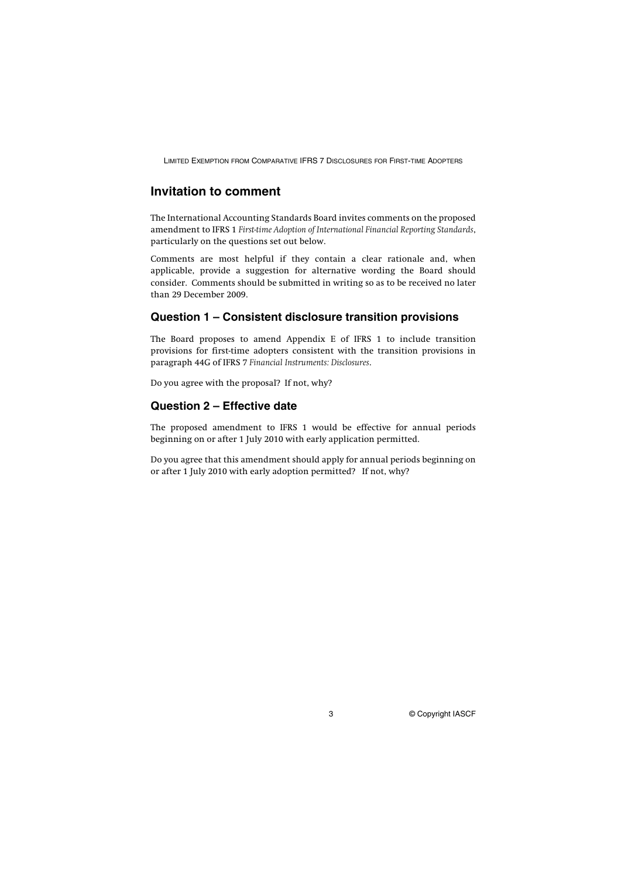## Invitation to comment

The International Accounting Standards Board invites comments on the proposed amendment to IFRS 1 *First-time Adoption of International Financial Reporting Standards*, particularly on the questions set out below.

Comments are most helpful if they contain a clear rationale and, when applicable, provide a suggestion for alternative wording the Board should consider. Comments should be submitted in writing so as to be received no later than 29 December 2009.

### Question 1 – Consistent disclosure transition provisions

The Board proposes to amend Appendix E of IFRS 1 to include transition provisions for first-time adopters consistent with the transition provisions in paragraph 44G of IFRS 7 *Financial Instruments: Disclosures*.

Do you agree with the proposal? If not, why?

### Question 2 – Effective date

The proposed amendment to IFRS 1 would be effective for annual periods beginning on or after 1 July 2010 with early application permitted.

Do you agree that this amendment should apply for annual periods beginning on or after 1 July 2010 with early adoption permitted? If not, why?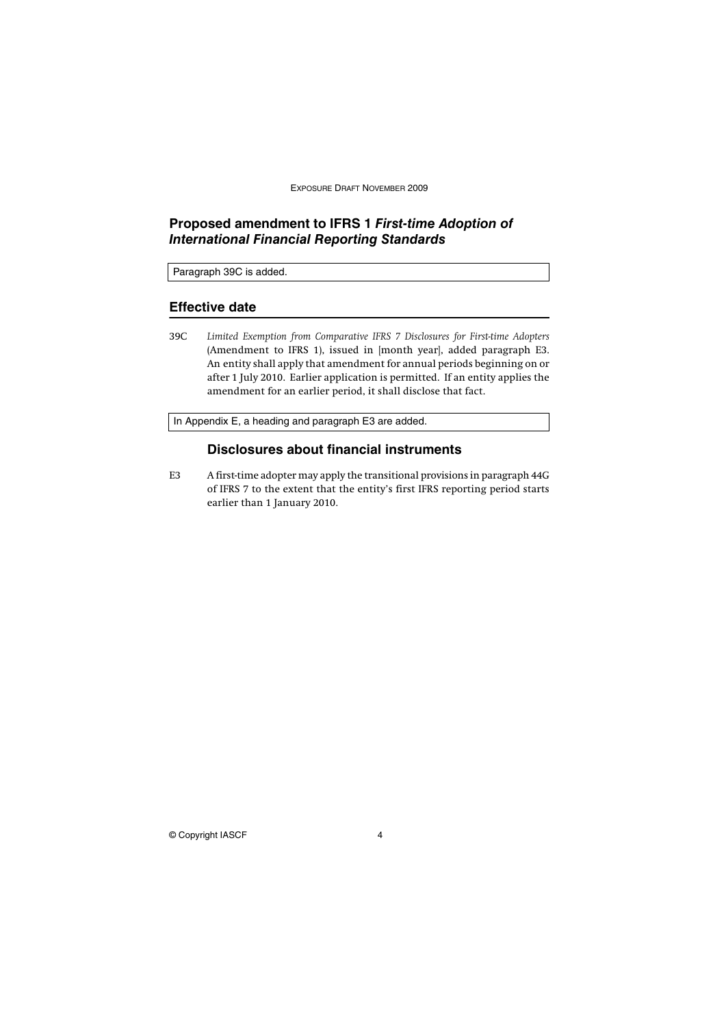## Proposed amendment to IFRS 1 *First-time Adoption of International Financial Reporting Standards*

Paragraph 39C is added.

## Effective date

39C *Limited Exemption from Comparative IFRS 7 Disclosures for First-time Adopters* (Amendment to IFRS 1), issued in [month year], added paragraph E3. An entity shall apply that amendment for annual periods beginning on or after 1 July 2010. Earlier application is permitted. If an entity applies the amendment for an earlier period, it shall disclose that fact.

In Appendix E, a heading and paragraph E3 are added.

### Disclosures about financial instruments

E3 A first-time adopter may apply the transitional provisions in paragraph 44G of IFRS 7 to the extent that the entity's first IFRS reporting period starts earlier than 1 January 2010.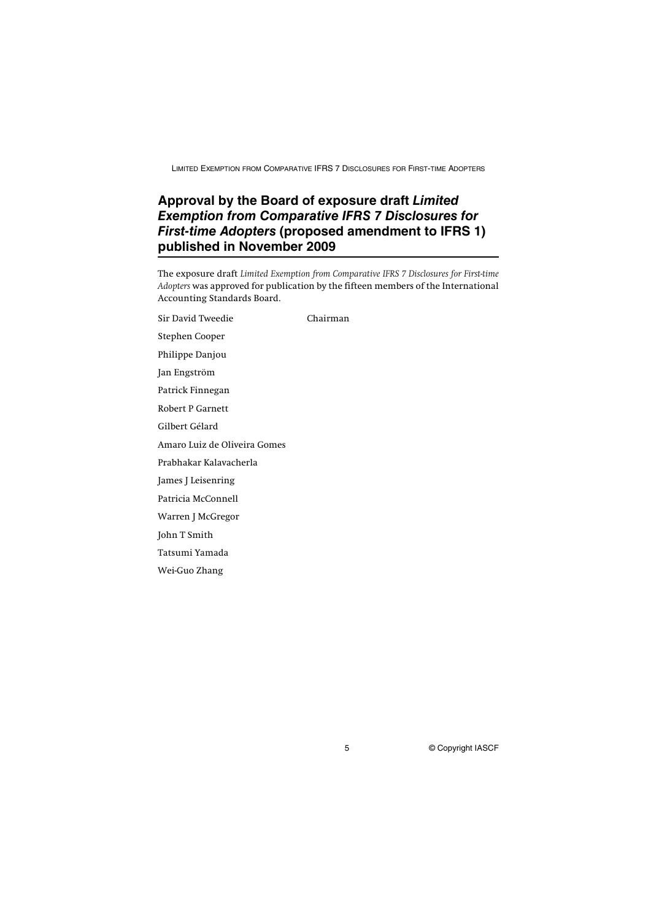## Approval by the Board of exposure draft *Limited Exemption from Comparative IFRS 7 Disclosures for First-time Adopters* (proposed amendment to IFRS 1) published in November 2009

The exposure draft *Limited Exemption from Comparative IFRS 7 Disclosures for First-time Adopters* was approved for publication by the fifteen members of the International Accounting Standards Board.

Sir David Tweedie — Chairman

Stephen Cooper

Philippe Danjou

Jan Engström

Patrick Finnegan

Robert P Garnett

Gilbert Gélard

Amaro Luiz de Oliveira Gomes

Prabhakar Kalavacherla

James J Leisenring

Patricia McConnell

Warren J McGregor

John T Smith

Tatsumi Yamada

Wei-Guo Zhang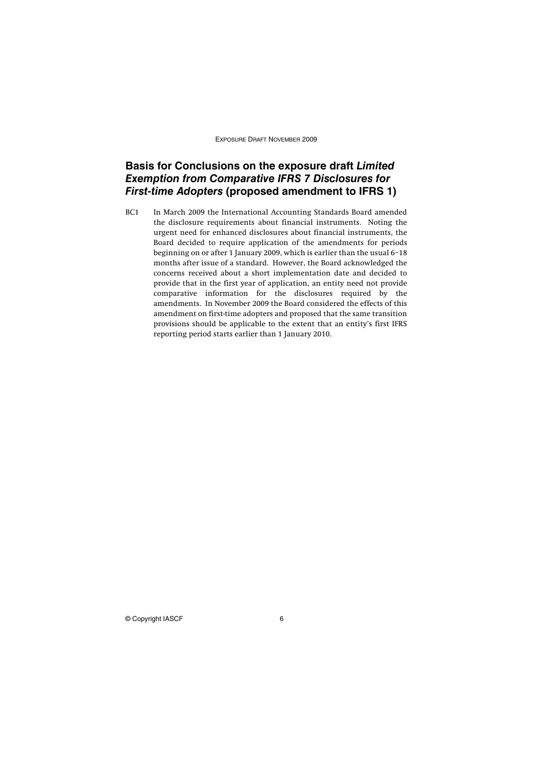## Basis for Conclusions on the exposure draft *Limited Exemption from Comparative IFRS 7 Disclosures for First-time Adopters* (proposed amendment to IFRS 1)

BC1 In March 2009 the International Accounting Standards Board amended the disclosure requirements about financial instruments. Noting the urgent need for enhanced disclosures about financial instruments, the Board decided to require application of the amendments for periods beginning on or after 1 January 2009, which is earlier than the usual 6–18 months after issue of a standard. However, the Board acknowledged the concerns received about a short implementation date and decided to provide that in the first year of application, an entity need not provide comparative information for the disclosures required by the amendments. In November 2009 the Board considered the effects of this amendment on first-time adopters and proposed that the same transition provisions should be applicable to the extent that an entity's first IFRS reporting period starts earlier than 1 January 2010.